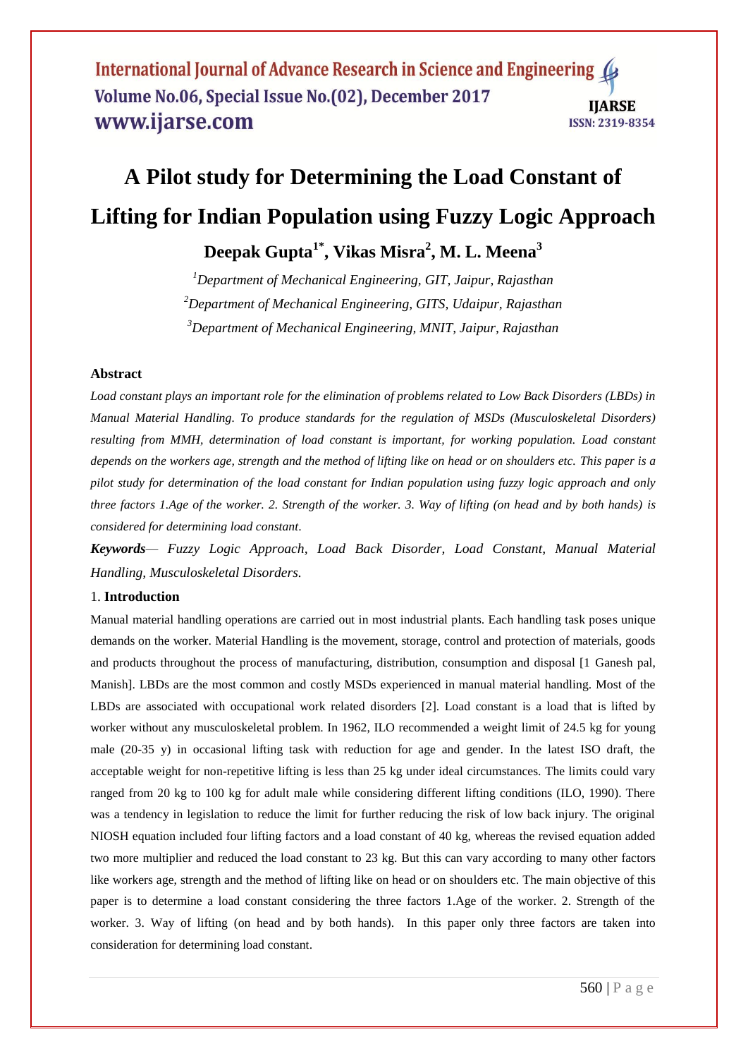# A Pilot study for Determining the Load Constant of Lifting for Indian Population using Fuzzy Logic Approach

**Deepak Gupta[1*], Vikas Misra[2], M. L. Meena[3]**

[1]*Department of Mechanical Engineering, GIT, Jaipur, Rajasthan*

[2]*Department of Mechanical Engineering, GITS, Udaipur, Rajasthan*

[3]*Department of Mechanical Engineering, MNIT, Jaipur, Rajasthan*

### Abstract

*Load constant plays an important role for the elimination of problems related to Low Back Disorders (LBDs) in Manual Material Handling. To produce standards for the regulation of MSDs (Musculoskeletal Disorders) resulting from MMH, determination of load constant is important, for working population. Load constant depends on the workers age, strength and the method of lifting like on head or on shoulders etc. This paper is a pilot study for determination of the load constant for Indian population using fuzzy logic approach and only three factors 1.Age of the worker. 2. Strength of the worker. 3. Way of lifting (on head and by both hands) is considered for determining load constant.*

***Keywords**— Fuzzy Logic Approach, Load Back Disorder, Load Constant, Manual Material Handling, Musculoskeletal Disorders.*

## 1. Introduction

Manual material handling operations are carried out in most industrial plants. Each handling task poses unique demands on the worker. Material Handling is the movement, storage, control and protection of materials, goods and products throughout the process of manufacturing, distribution, consumption and disposal [1 Ganesh pal, Manish]. LBDs are the most common and costly MSDs experienced in manual material handling. Most of the LBDs are associated with occupational work related disorders [2]. Load constant is a load that is lifted by worker without any musculoskeletal problem. In 1962, ILO recommended a weight limit of 24.5 kg for young male (20-35 y) in occasional lifting task with reduction for age and gender. In the latest ISO draft, the acceptable weight for non-repetitive lifting is less than 25 kg under ideal circumstances. The limits could vary ranged from 20 kg to 100 kg for adult male while considering different lifting conditions (ILO, 1990). There was a tendency in legislation to reduce the limit for further reducing the risk of low back injury. The original NIOSH equation included four lifting factors and a load constant of 40 kg, whereas the revised equation added two more multiplier and reduced the load constant to 23 kg. But this can vary according to many other factors like workers age, strength and the method of lifting like on head or on shoulders etc. The main objective of this paper is to determine a load constant considering the three factors 1.Age of the worker. 2. Strength of the worker. 3. Way of lifting (on head and by both hands). In this paper only three factors are taken into consideration for determining load constant.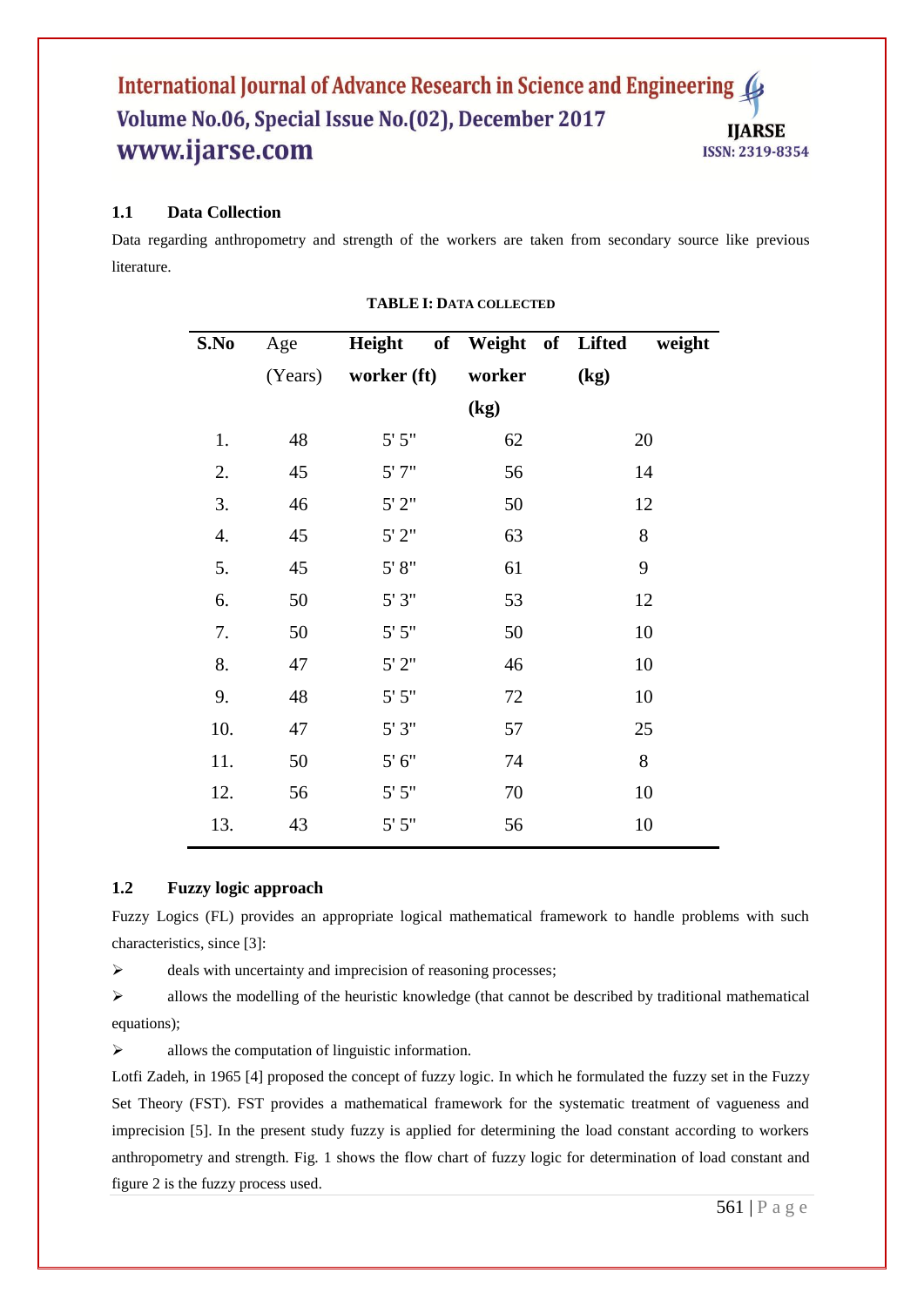### 1.1 Data Collection

Data regarding anthropometry and strength of the workers are taken from secondary source like previous literature.

**TABLE I: DATA COLLECTED**

| S.No | Age (Years) | Height of worker (ft) | Weight of worker (kg) | Lifted weight (kg) |
|---|---|---|---|---|
| 1. | 48 | 5' 5" | 62 | 20 |
| 2. | 45 | 5' 7" | 56 | 14 |
| 3. | 46 | 5' 2" | 50 | 12 |
| 4. | 45 | 5' 2" | 63 | 8 |
| 5. | 45 | 5' 8" | 61 | 9 |
| 6. | 50 | 5' 3" | 53 | 12 |
| 7. | 50 | 5' 5" | 50 | 10 |
| 8. | 47 | 5' 2" | 46 | 10 |
| 9. | 48 | 5' 5" | 72 | 10 |
| 10. | 47 | 5' 3" | 57 | 25 |
| 11. | 50 | 5' 6" | 74 | 8 |
| 12. | 56 | 5' 5" | 70 | 10 |
| 13. | 43 | 5' 5" | 56 | 10 |

### 1.2 Fuzzy logic approach

Fuzzy Logics (FL) provides an appropriate logical mathematical framework to handle problems with such characteristics, since [3]:

- deals with uncertainty and imprecision of reasoning processes;
- allows the modelling of the heuristic knowledge (that cannot be described by traditional mathematical equations);
- allows the computation of linguistic information.

Lotfi Zadeh, in 1965 [4] proposed the concept of fuzzy logic. In which he formulated the fuzzy set in the Fuzzy Set Theory (FST). FST provides a mathematical framework for the systematic treatment of vagueness and imprecision [5]. In the present study fuzzy is applied for determining the load constant according to workers anthropometry and strength. Fig. 1 shows the flow chart of fuzzy logic for determination of load constant and figure 2 is the fuzzy process used.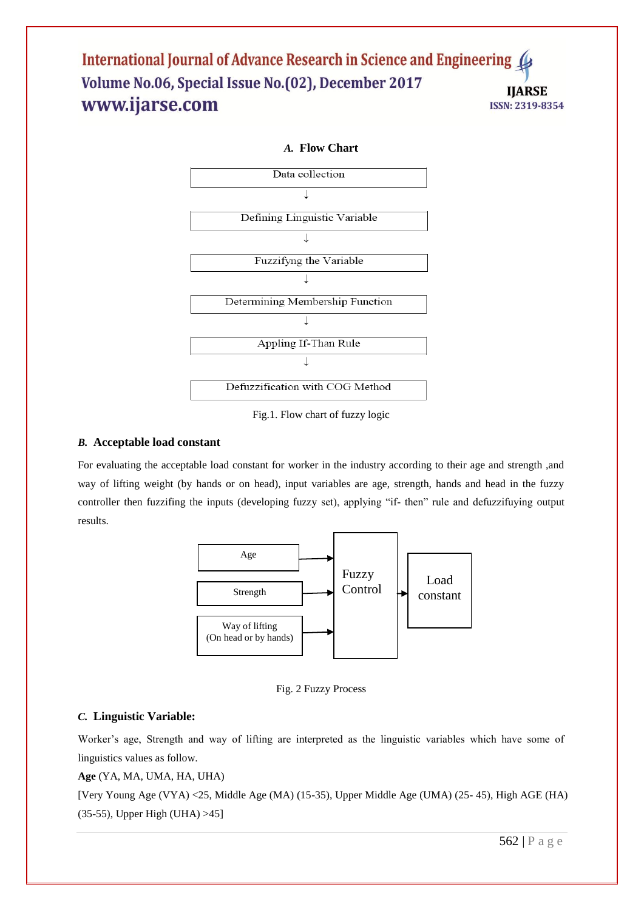### *A.* Flow Chart

Data collection

↓

Defining Linguistic Variable

↓

Fuzzifyng the Variable

↓

Determining Membership Function

↓

Appling If-Than Rule

↓

Defuzzification with COG Method

Fig.1. Flow chart of fuzzy logic

### *B.* Acceptable load constant

For evaluating the acceptable load constant for worker in the industry according to their age and strength ,and way of lifting weight (by hands or on head), input variables are age, strength, hands and head in the fuzzy controller then fuzzifing the inputs (developing fuzzy set), applying "if- then" rule and defuzzifuying output results.

Age → Fuzzy Control

Strength → Fuzzy Control

Way of lifting (On head or by hands) → Fuzzy Control

Fuzzy Control → Load constant

Fig. 2 Fuzzy Process

### *C.* Linguistic Variable:

Worker's age, Strength and way of lifting are interpreted as the linguistic variables which have some of linguistics values as follow.

**Age** (YA, MA, UMA, HA, UHA)

[Very Young Age (VYA) <25, Middle Age (MA) (15-35), Upper Middle Age (UMA) (25- 45), High AGE (HA) (35-55), Upper High (UHA) >45]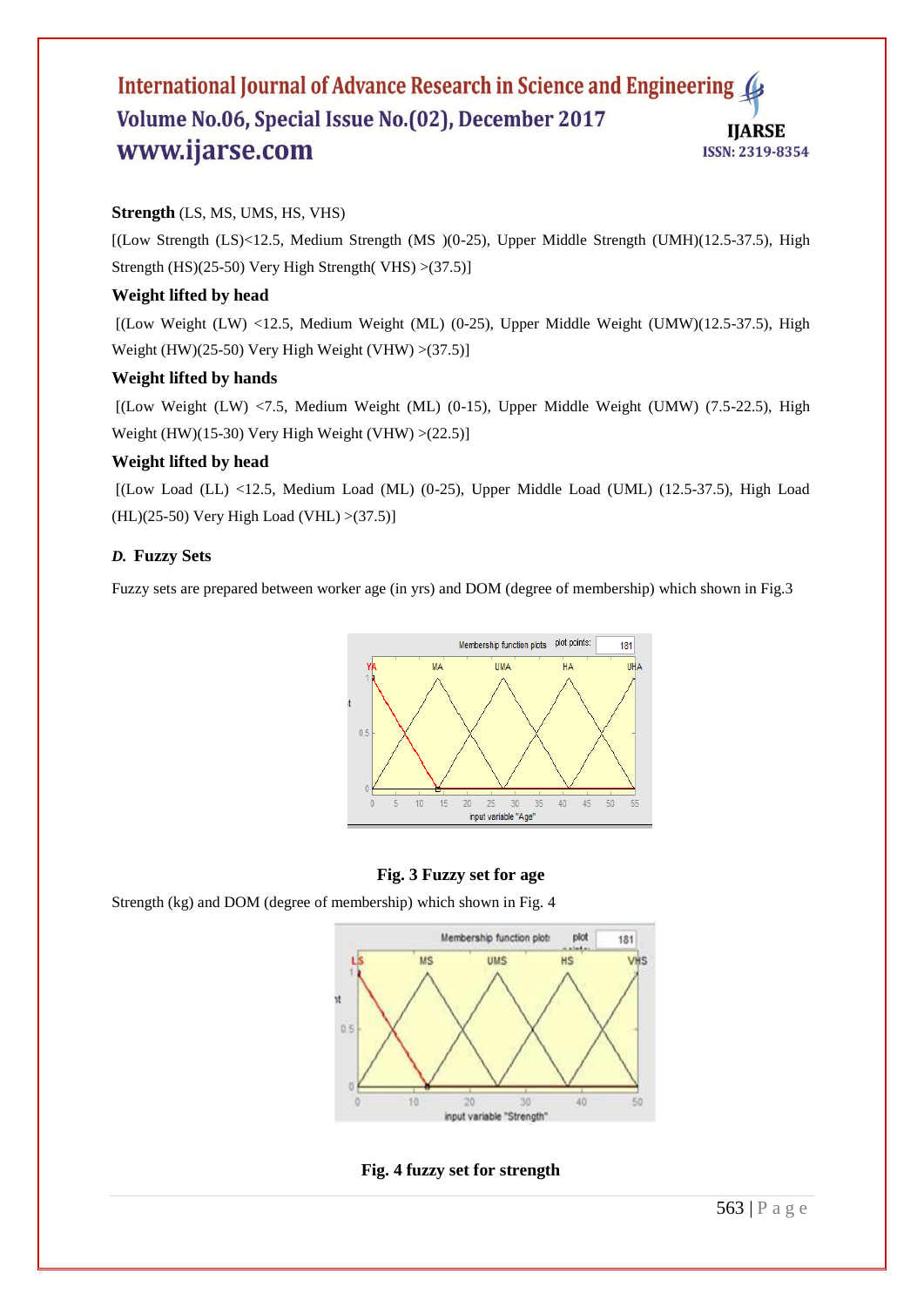**Strength** (LS, MS, UMS, HS, VHS)

[(Low Strength (LS)<12.5, Medium Strength (MS )(0-25), Upper Middle Strength (UMH)(12.5-37.5), High Strength (HS)(25-50) Very High Strength( VHS) >(37.5)]

**Weight lifted by head**

[(Low Weight (LW) <12.5, Medium Weight (ML) (0-25), Upper Middle Weight (UMW)(12.5-37.5), High Weight (HW)(25-50) Very High Weight (VHW) >(37.5)]

**Weight lifted by hands**

[(Low Weight (LW) <7.5, Medium Weight (ML) (0-15), Upper Middle Weight (UMW) (7.5-22.5), High Weight (HW)(15-30) Very High Weight (VHW) >(22.5)]

**Weight lifted by head**

[(Low Load (LL) <12.5, Medium Load (ML) (0-25), Upper Middle Load (UML) (12.5-37.5), High Load (HL)(25-50) Very High Load (VHL) >(37.5)]

### *D.* Fuzzy Sets

Fuzzy sets are prepared between worker age (in yrs) and DOM (degree of membership) which shown in Fig.3

**Fig. 3 Fuzzy set for age**

Strength (kg) and DOM (degree of membership) which shown in Fig. 4

**Fig. 4 fuzzy set for strength**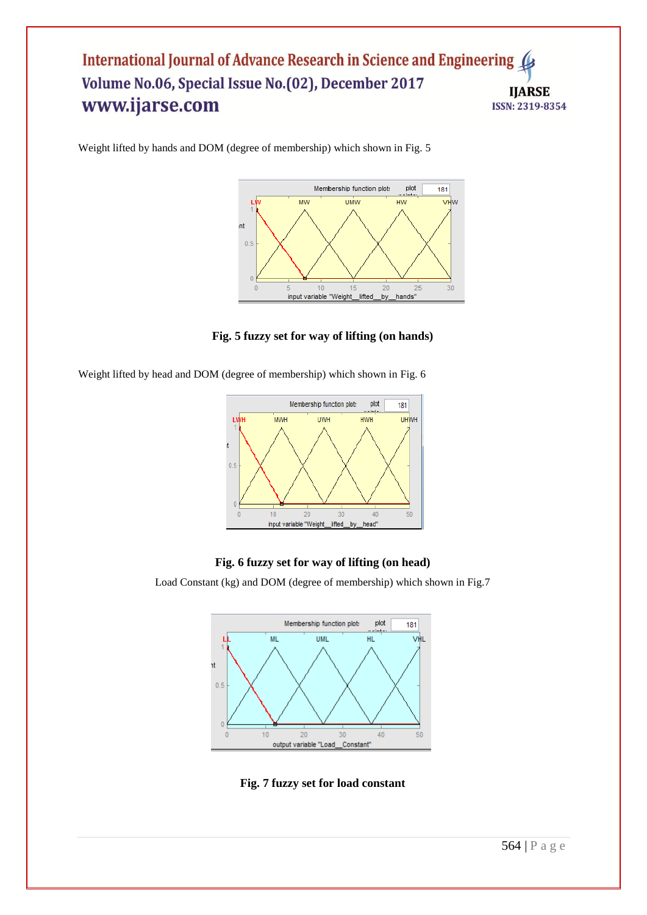Weight lifted by hands and DOM (degree of membership) which shown in Fig. 5

**Fig. 5 fuzzy set for way of lifting (on hands)**

Weight lifted by head and DOM (degree of membership) which shown in Fig. 6

**Fig. 6 fuzzy set for way of lifting (on head)**

Load Constant (kg) and DOM (degree of membership) which shown in Fig.7

**Fig. 7 fuzzy set for load constant**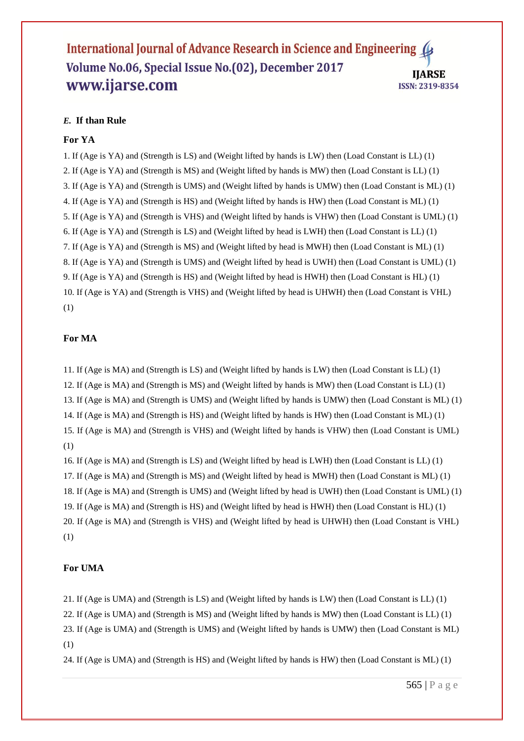### *E.* If than Rule

**For YA**

1. If (Age is YA) and (Strength is LS) and (Weight lifted by hands is LW) then (Load Constant is LL) (1)
2. If (Age is YA) and (Strength is MS) and (Weight lifted by hands is MW) then (Load Constant is LL) (1)
3. If (Age is YA) and (Strength is UMS) and (Weight lifted by hands is UMW) then (Load Constant is ML) (1)
4. If (Age is YA) and (Strength is HS) and (Weight lifted by hands is HW) then (Load Constant is ML) (1)
5. If (Age is YA) and (Strength is VHS) and (Weight lifted by hands is VHW) then (Load Constant is UML) (1)
6. If (Age is YA) and (Strength is LS) and (Weight lifted by head is LWH) then (Load Constant is LL) (1)
7. If (Age is YA) and (Strength is MS) and (Weight lifted by head is MWH) then (Load Constant is ML) (1)
8. If (Age is YA) and (Strength is UMS) and (Weight lifted by head is UWH) then (Load Constant is UML) (1)
9. If (Age is YA) and (Strength is HS) and (Weight lifted by head is HWH) then (Load Constant is HL) (1)
10. If (Age is YA) and (Strength is VHS) and (Weight lifted by head is UHWH) then (Load Constant is VHL) (1)

**For MA**

11. If (Age is MA) and (Strength is LS) and (Weight lifted by hands is LW) then (Load Constant is LL) (1)
12. If (Age is MA) and (Strength is MS) and (Weight lifted by hands is MW) then (Load Constant is LL) (1)
13. If (Age is MA) and (Strength is UMS) and (Weight lifted by hands is UMW) then (Load Constant is ML) (1)
14. If (Age is MA) and (Strength is HS) and (Weight lifted by hands is HW) then (Load Constant is ML) (1)
15. If (Age is MA) and (Strength is VHS) and (Weight lifted by hands is VHW) then (Load Constant is UML) (1)
16. If (Age is MA) and (Strength is LS) and (Weight lifted by head is LWH) then (Load Constant is LL) (1)
17. If (Age is MA) and (Strength is MS) and (Weight lifted by head is MWH) then (Load Constant is ML) (1)
18. If (Age is MA) and (Strength is UMS) and (Weight lifted by head is UWH) then (Load Constant is UML) (1)
19. If (Age is MA) and (Strength is HS) and (Weight lifted by head is HWH) then (Load Constant is HL) (1)
20. If (Age is MA) and (Strength is VHS) and (Weight lifted by head is UHWH) then (Load Constant is VHL) (1)

**For UMA**

21. If (Age is UMA) and (Strength is LS) and (Weight lifted by hands is LW) then (Load Constant is LL) (1)
22. If (Age is UMA) and (Strength is MS) and (Weight lifted by hands is MW) then (Load Constant is LL) (1)
23. If (Age is UMA) and (Strength is UMS) and (Weight lifted by hands is UMW) then (Load Constant is ML) (1)
24. If (Age is UMA) and (Strength is HS) and (Weight lifted by hands is HW) then (Load Constant is ML) (1)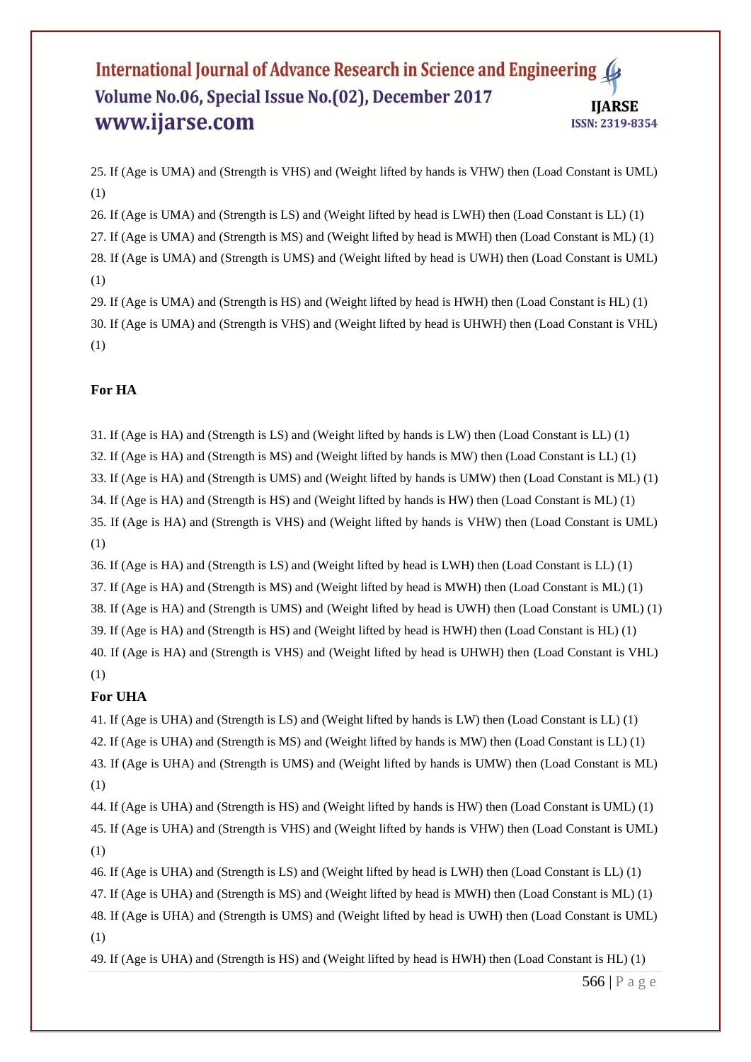25. If (Age is UMA) and (Strength is VHS) and (Weight lifted by hands is VHW) then (Load Constant is UML) (1)

26. If (Age is UMA) and (Strength is LS) and (Weight lifted by head is LWH) then (Load Constant is LL) (1)

27. If (Age is UMA) and (Strength is MS) and (Weight lifted by head is MWH) then (Load Constant is ML) (1)

28. If (Age is UMA) and (Strength is UMS) and (Weight lifted by head is UWH) then (Load Constant is UML) (1)

29. If (Age is UMA) and (Strength is HS) and (Weight lifted by head is HWH) then (Load Constant is HL) (1)

30. If (Age is UMA) and (Strength is VHS) and (Weight lifted by head is UHWH) then (Load Constant is VHL) (1)

**For HA**

31. If (Age is HA) and (Strength is LS) and (Weight lifted by hands is LW) then (Load Constant is LL) (1)

32. If (Age is HA) and (Strength is MS) and (Weight lifted by hands is MW) then (Load Constant is LL) (1)

33. If (Age is HA) and (Strength is UMS) and (Weight lifted by hands is UMW) then (Load Constant is ML) (1)

34. If (Age is HA) and (Strength is HS) and (Weight lifted by hands is HW) then (Load Constant is ML) (1)

35. If (Age is HA) and (Strength is VHS) and (Weight lifted by hands is VHW) then (Load Constant is UML) (1)

36. If (Age is HA) and (Strength is LS) and (Weight lifted by head is LWH) then (Load Constant is LL) (1)

37. If (Age is HA) and (Strength is MS) and (Weight lifted by head is MWH) then (Load Constant is ML) (1)

38. If (Age is HA) and (Strength is UMS) and (Weight lifted by head is UWH) then (Load Constant is UML) (1)

39. If (Age is HA) and (Strength is HS) and (Weight lifted by head is HWH) then (Load Constant is HL) (1)

40. If (Age is HA) and (Strength is VHS) and (Weight lifted by head is UHWH) then (Load Constant is VHL) (1)

**For UHA**

41. If (Age is UHA) and (Strength is LS) and (Weight lifted by hands is LW) then (Load Constant is LL) (1)

42. If (Age is UHA) and (Strength is MS) and (Weight lifted by hands is MW) then (Load Constant is LL) (1)

43. If (Age is UHA) and (Strength is UMS) and (Weight lifted by hands is UMW) then (Load Constant is ML) (1)

44. If (Age is UHA) and (Strength is HS) and (Weight lifted by hands is HW) then (Load Constant is UML) (1)

45. If (Age is UHA) and (Strength is VHS) and (Weight lifted by hands is VHW) then (Load Constant is UML) (1)

46. If (Age is UHA) and (Strength is LS) and (Weight lifted by head is LWH) then (Load Constant is LL) (1)

47. If (Age is UHA) and (Strength is MS) and (Weight lifted by head is MWH) then (Load Constant is ML) (1)

48. If (Age is UHA) and (Strength is UMS) and (Weight lifted by head is UWH) then (Load Constant is UML) (1)

49. If (Age is UHA) and (Strength is HS) and (Weight lifted by head is HWH) then (Load Constant is HL) (1)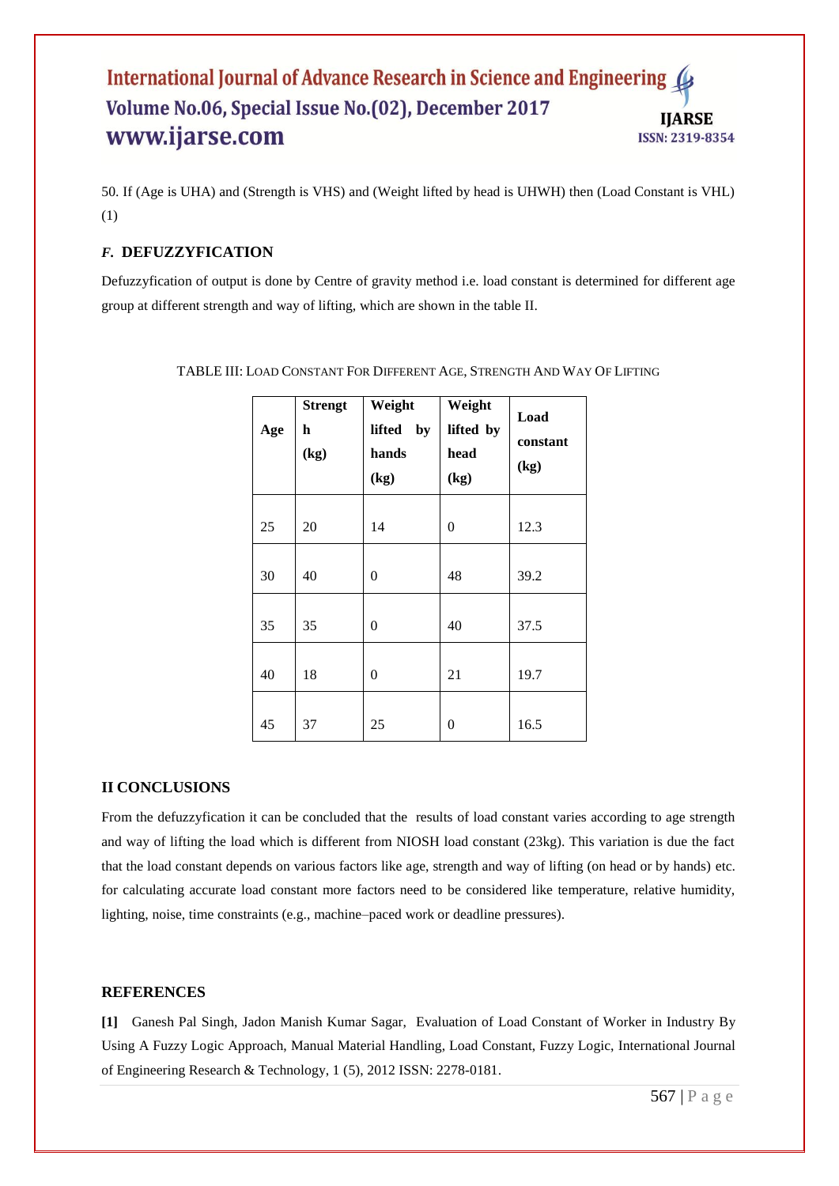50. If (Age is UHA) and (Strength is VHS) and (Weight lifted by head is UHWH) then (Load Constant is VHL) (1)

### *F.* DEFUZZYFICATION

Defuzzyfication of output is done by Centre of gravity method i.e. load constant is determined for different age group at different strength and way of lifting, which are shown in the table II.

TABLE III: LOAD CONSTANT FOR DIFFERENT AGE, STRENGTH AND WAY OF LIFTING

| Age | Strength (kg) | Weight lifted by hands (kg) | Weight lifted by head (kg) | Load constant (kg) |
|---|---|---|---|---|
| 25 | 20 | 14 | 0 | 12.3 |
| 30 | 40 | 0 | 48 | 39.2 |
| 35 | 35 | 0 | 40 | 37.5 |
| 40 | 18 | 0 | 21 | 19.7 |
| 45 | 37 | 25 | 0 | 16.5 |

## II CONCLUSIONS

From the defuzzyfication it can be concluded that the results of load constant varies according to age strength and way of lifting the load which is different from NIOSH load constant (23kg). This variation is due the fact that the load constant depends on various factors like age, strength and way of lifting (on head or by hands) etc. for calculating accurate load constant more factors need to be considered like temperature, relative humidity, lighting, noise, time constraints (e.g., machine–paced work or deadline pressures).

## REFERENCES

**[1]** Ganesh Pal Singh, Jadon Manish Kumar Sagar, Evaluation of Load Constant of Worker in Industry By Using A Fuzzy Logic Approach, Manual Material Handling, Load Constant, Fuzzy Logic, International Journal of Engineering Research & Technology, 1 (5), 2012 ISSN: 2278-0181.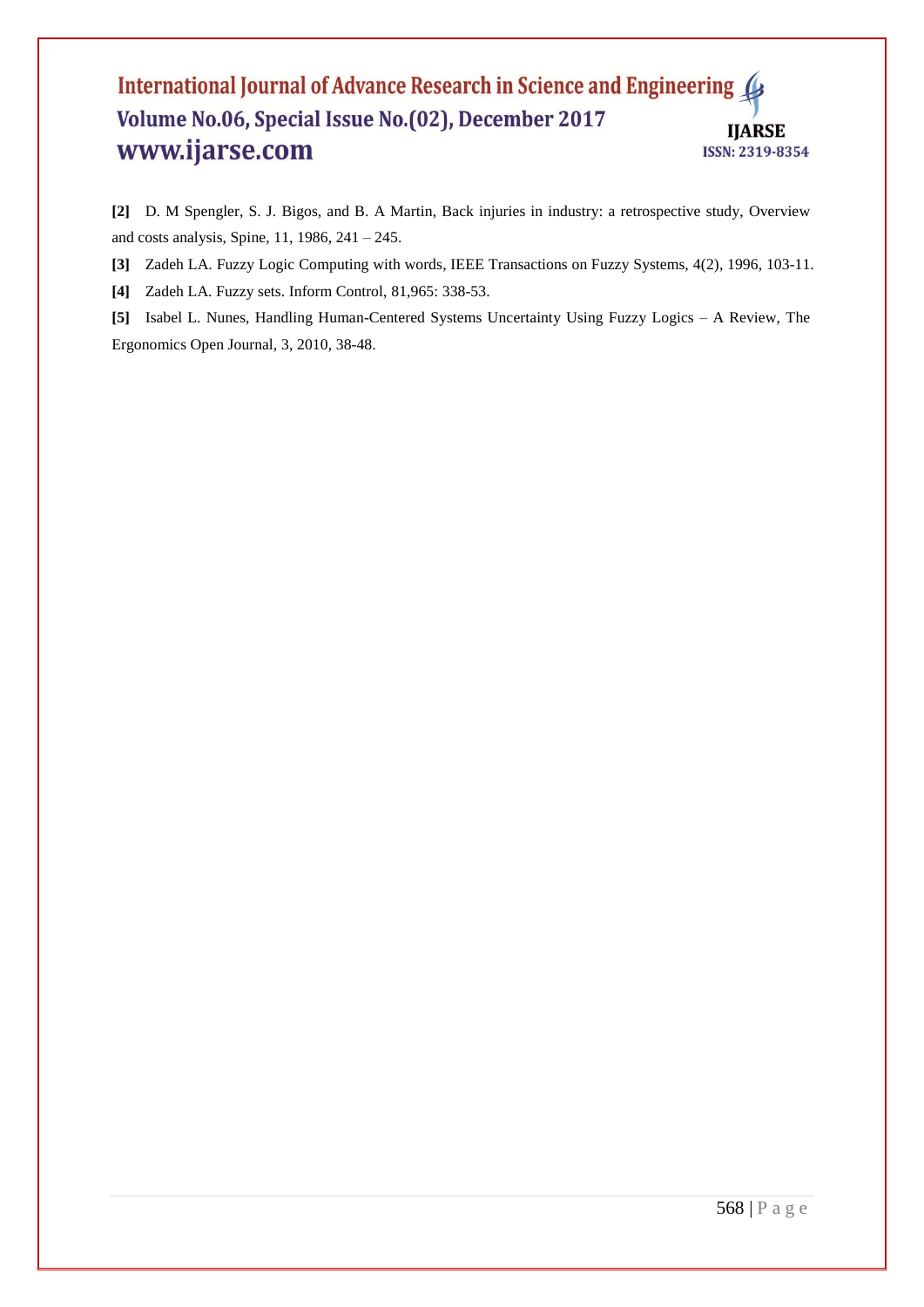**[2]** D. M Spengler, S. J. Bigos, and B. A Martin, Back injuries in industry: a retrospective study, Overview and costs analysis, Spine, 11, 1986, 241 – 245.

**[3]** Zadeh LA. Fuzzy Logic Computing with words, IEEE Transactions on Fuzzy Systems, 4(2), 1996, 103-11.

**[4]** Zadeh LA. Fuzzy sets. Inform Control, 81,965: 338-53.

**[5]** Isabel L. Nunes, Handling Human-Centered Systems Uncertainty Using Fuzzy Logics – A Review, The Ergonomics Open Journal, 3, 2010, 38-48.